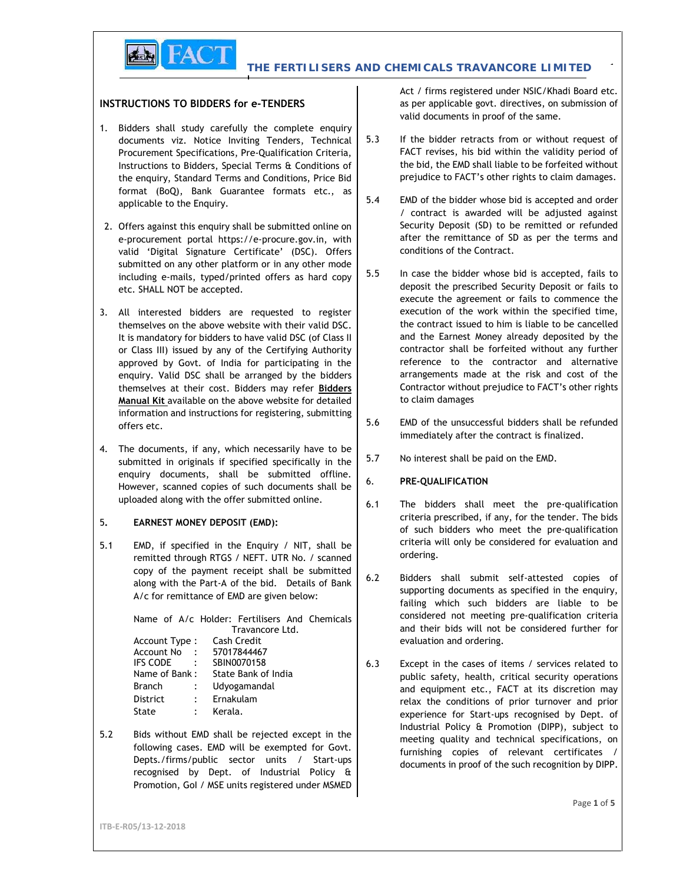# THE FERTILISERS AND CHEMICALS TRAVANCORE LIMITED

## INSTRUCTIONS TO BIDDERS for e-TENDERS

1. Bidders shall study carefully the complete enquiry documents viz. Notice Inviting Tenders, Technical Procurement Specifications, Pre-Qualification Criteria, Instructions to Bidders, Special Terms & Conditions of the enquiry, Standard Terms and Conditions, Price Bid format (BoQ), Bank Guarantee formats etc., as applicable to the Enquiry.

2. Offers against this enquiry shall be submitted online on e-procurement portal https://e-procure.gov.in, with valid 'Digital Signature Certificate' (DSC). Offers submitted on any other platform or in any other mode including e-mails, typed/printed offers as hard copy etc. SHALL NOT be accepted.

3. All interested bidders are requested to register themselves on the above website with their valid DSC. It is mandatory for bidders to have valid DSC (of Class II or Class III) issued by any of the Certifying Authority approved by Govt. of India for participating in the enquiry. Valid DSC shall be arranged by the bidders themselves at their cost. Bidders may refer **Bidders Manual Kit** available on the above website for detailed information and instructions for registering, submitting offers etc.

4. The documents, if any, which necessarily have to be submitted in originals if specified specifically in the enquiry documents, shall be submitted offline. However, scanned copies of such documents shall be uploaded along with the offer submitted online.

### 5. EARNEST MONEY DEPOSIT (EMD):

5.1 EMD, if specified in the Enquiry / NIT, shall be remitted through RTGS / NEFT. UTR No. / scanned copy of the payment receipt shall be submitted along with the Part-A of the bid. Details of Bank A/c for remittance of EMD are given below:

| | | |
|---|---|---|
| Name of A/c Holder: | | Fertilisers And Chemicals Travancore Ltd. |
| Account Type | : | Cash Credit |
| Account No | : | 57017844467 |
| IFS CODE | : | SBIN0070158 |
| Name of Bank | : | State Bank of India |
| Branch | : | Udyogamandal |
| District | : | Ernakulam |
| State | : | Kerala. |

5.2 Bids without EMD shall be rejected except in the following cases. EMD will be exempted for Govt. Depts./firms/public sector units / Start-ups recognised by Dept. of Industrial Policy & Promotion, GoI / MSE units registered under MSMED Act / firms registered under NSIC/Khadi Board etc. as per applicable govt. directives, on submission of valid documents in proof of the same.

5.3 If the bidder retracts from or without request of FACT revises, his bid within the validity period of the bid, the EMD shall liable to be forfeited without prejudice to FACT's other rights to claim damages.

5.4 EMD of the bidder whose bid is accepted and order / contract is awarded will be adjusted against Security Deposit (SD) to be remitted or refunded after the remittance of SD as per the terms and conditions of the Contract.

5.5 In case the bidder whose bid is accepted, fails to deposit the prescribed Security Deposit or fails to execute the agreement or fails to commence the execution of the work within the specified time, the contract issued to him is liable to be cancelled and the Earnest Money already deposited by the contractor shall be forfeited without any further reference to the contractor and alternative arrangements made at the risk and cost of the Contractor without prejudice to FACT's other rights to claim damages

5.6 EMD of the unsuccessful bidders shall be refunded immediately after the contract is finalized.

5.7 No interest shall be paid on the EMD.

### 6. PRE-QUALIFICATION

6.1 The bidders shall meet the pre-qualification criteria prescribed, if any, for the tender. The bids of such bidders who meet the pre-qualification criteria will only be considered for evaluation and ordering.

6.2 Bidders shall submit self-attested copies of supporting documents as specified in the enquiry, failing which such bidders are liable to be considered not meeting pre-qualification criteria and their bids will not be considered further for evaluation and ordering.

6.3 Except in the cases of items / services related to public safety, health, critical security operations and equipment etc., FACT at its discretion may relax the conditions of prior turnover and prior experience for Start-ups recognised by Dept. of Industrial Policy & Promotion (DIPP), subject to meeting quality and technical specifications, on furnishing copies of relevant certificates / documents in proof of the such recognition by DIPP.

ITB-E-R05/13-12-2018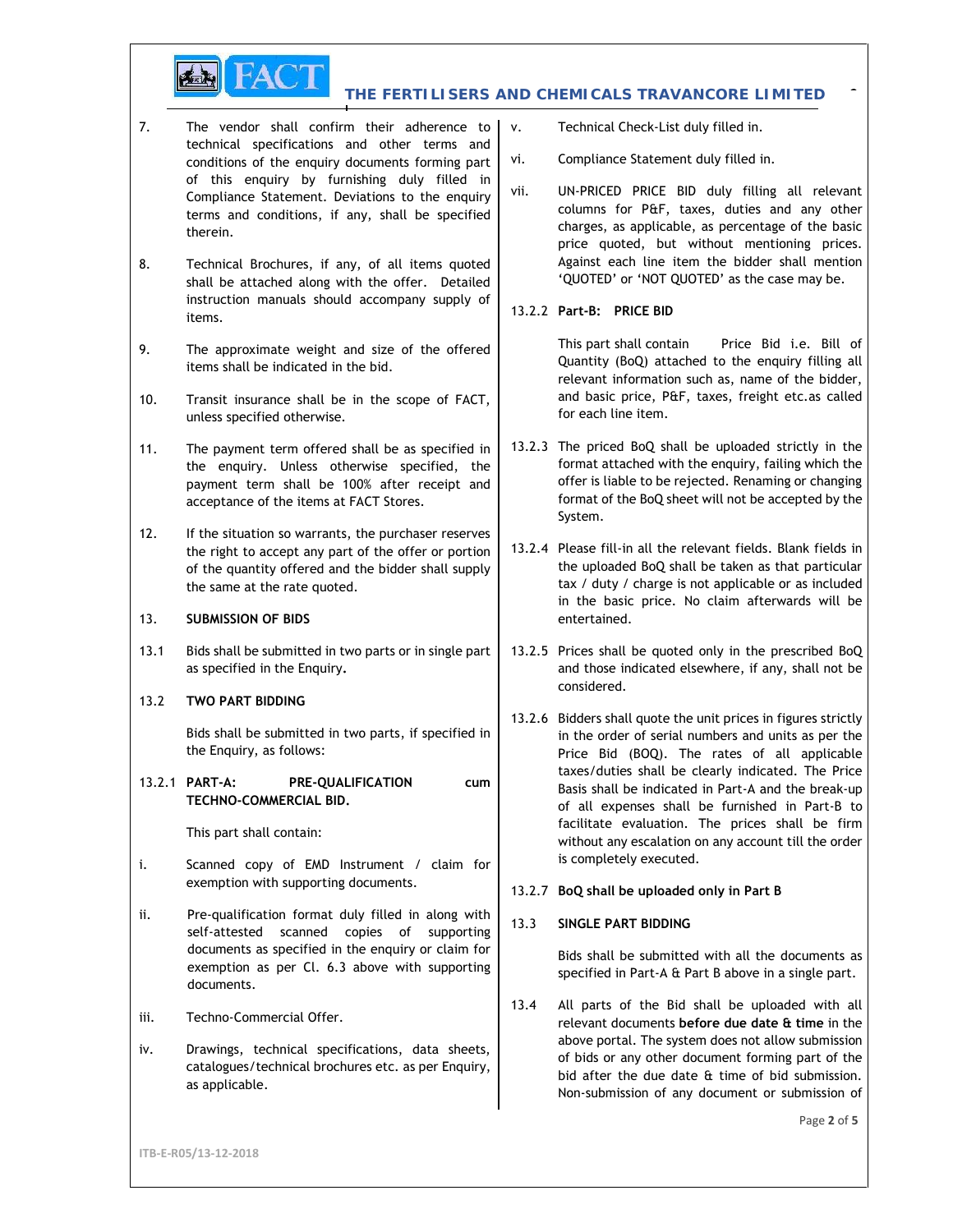7. The vendor shall confirm their adherence to technical specifications and other terms and conditions of the enquiry documents forming part of this enquiry by furnishing duly filled in Compliance Statement. Deviations to the enquiry terms and conditions, if any, shall be specified therein.

8. Technical Brochures, if any, of all items quoted shall be attached along with the offer. Detailed instruction manuals should accompany supply of items.

9. The approximate weight and size of the offered items shall be indicated in the bid.

10. Transit insurance shall be in the scope of FACT, unless specified otherwise.

11. The payment term offered shall be as specified in the enquiry. Unless otherwise specified, the payment term shall be 100% after receipt and acceptance of the items at FACT Stores.

12. If the situation so warrants, the purchaser reserves the right to accept any part of the offer or portion of the quantity offered and the bidder shall supply the same at the rate quoted.

13. **SUBMISSION OF BIDS**

13.1 Bids shall be submitted in two parts or in single part as specified in the Enquiry.

13.2 **TWO PART BIDDING**

Bids shall be submitted in two parts, if specified in the Enquiry, as follows:

13.2.1 **PART-A: PRE-QUALIFICATION cum TECHNO-COMMERCIAL BID.**

This part shall contain:

i. Scanned copy of EMD Instrument / claim for exemption with supporting documents.

ii. Pre-qualification format duly filled in along with self-attested scanned copies of supporting documents as specified in the enquiry or claim for exemption as per Cl. 6.3 above with supporting documents.

iii. Techno-Commercial Offer.

iv. Drawings, technical specifications, data sheets, catalogues/technical brochures etc. as per Enquiry, as applicable.

v. Technical Check-List duly filled in.

vi. Compliance Statement duly filled in.

vii. UN-PRICED PRICE BID duly filling all relevant columns for P&F, taxes, duties and any other charges, as applicable, as percentage of the basic price quoted, but without mentioning prices. Against each line item the bidder shall mention 'QUOTED' or 'NOT QUOTED' as the case may be.

13.2.2 **Part-B: PRICE BID**

This part shall contain Price Bid i.e. Bill of Quantity (BoQ) attached to the enquiry filling all relevant information such as, name of the bidder, and basic price, P&F, taxes, freight etc.as called for each line item.

13.2.3 The priced BoQ shall be uploaded strictly in the format attached with the enquiry, failing which the offer is liable to be rejected. Renaming or changing format of the BoQ sheet will not be accepted by the System.

13.2.4 Please fill-in all the relevant fields. Blank fields in the uploaded BoQ shall be taken as that particular tax / duty / charge is not applicable or as included in the basic price. No claim afterwards will be entertained.

13.2.5 Prices shall be quoted only in the prescribed BoQ and those indicated elsewhere, if any, shall not be considered.

13.2.6 Bidders shall quote the unit prices in figures strictly in the order of serial numbers and units as per the Price Bid (BOQ). The rates of all applicable taxes/duties shall be clearly indicated. The Price Basis shall be indicated in Part-A and the break-up of all expenses shall be furnished in Part-B to facilitate evaluation. The prices shall be firm without any escalation on any account till the order is completely executed.

13.2.7 **BoQ shall be uploaded only in Part B**

13.3 **SINGLE PART BIDDING**

Bids shall be submitted with all the documents as specified in Part-A & Part B above in a single part.

13.4 All parts of the Bid shall be uploaded with all relevant documents **before due date & time** in the above portal. The system does not allow submission of bids or any other document forming part of the bid after the due date & time of bid submission. Non-submission of any document or submission of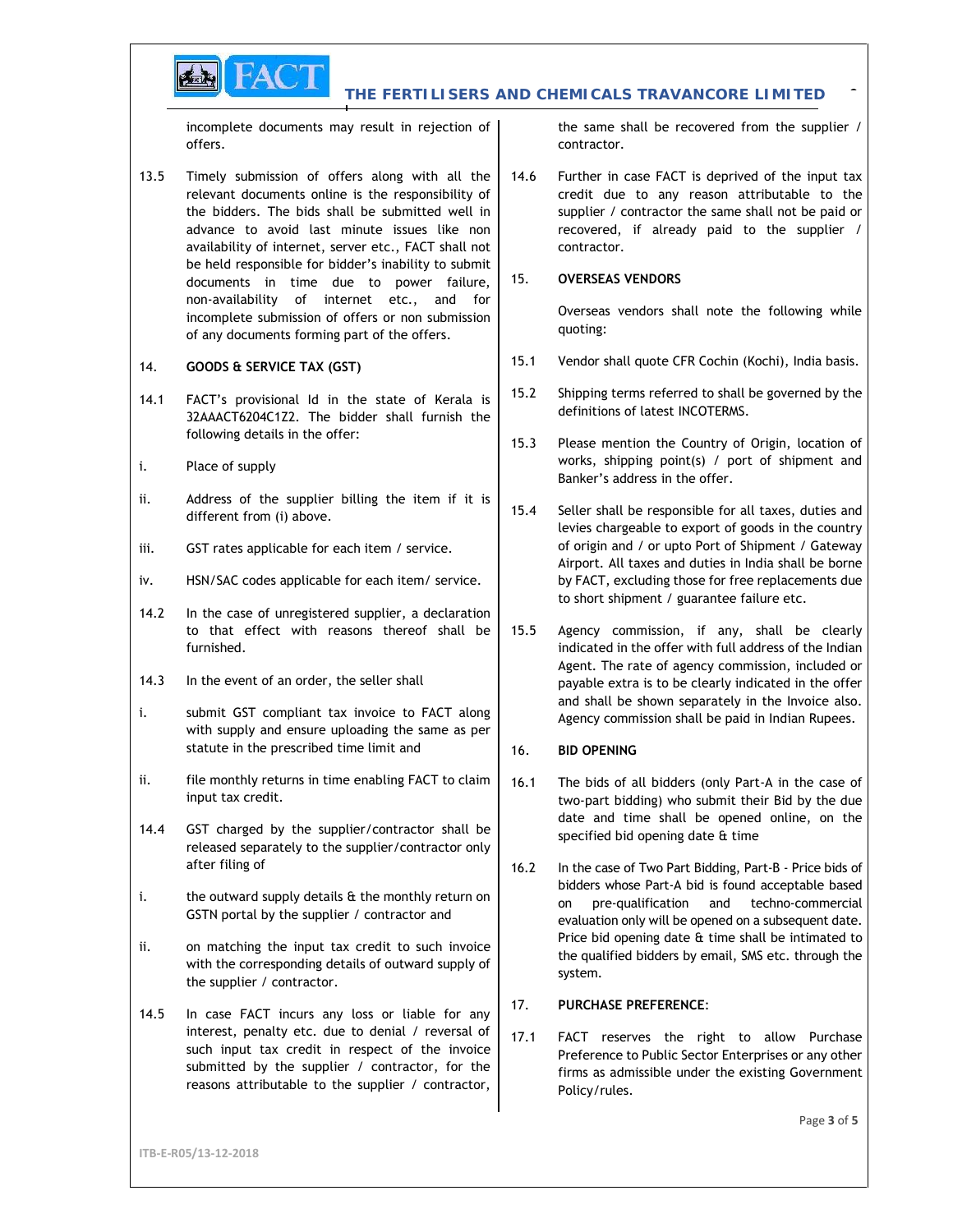incomplete documents may result in rejection of offers.

13.5 Timely submission of offers along with all the relevant documents online is the responsibility of the bidders. The bids shall be submitted well in advance to avoid last minute issues like non availability of internet, server etc., FACT shall not be held responsible for bidder's inability to submit documents in time due to power failure, non-availability of internet etc., and for incomplete submission of offers or non submission of any documents forming part of the offers.

## 14. GOODS & SERVICE TAX (GST)

14.1 FACT's provisional Id in the state of Kerala is 32AAACT6204C1Z2. The bidder shall furnish the following details in the offer:

i. Place of supply

ii. Address of the supplier billing the item if it is different from (i) above.

iii. GST rates applicable for each item / service.

iv. HSN/SAC codes applicable for each item/ service.

14.2 In the case of unregistered supplier, a declaration to that effect with reasons thereof shall be furnished.

14.3 In the event of an order, the seller shall

i. submit GST compliant tax invoice to FACT along with supply and ensure uploading the same as per statute in the prescribed time limit and

ii. file monthly returns in time enabling FACT to claim input tax credit.

14.4 GST charged by the supplier/contractor shall be released separately to the supplier/contractor only after filing of

i. the outward supply details & the monthly return on GSTN portal by the supplier / contractor and

ii. on matching the input tax credit to such invoice with the corresponding details of outward supply of the supplier / contractor.

14.5 In case FACT incurs any loss or liable for any interest, penalty etc. due to denial / reversal of such input tax credit in respect of the invoice submitted by the supplier / contractor, for the reasons attributable to the supplier / contractor, the same shall be recovered from the supplier / contractor.

14.6 Further in case FACT is deprived of the input tax credit due to any reason attributable to the supplier / contractor the same shall not be paid or recovered, if already paid to the supplier / contractor.

## 15. OVERSEAS VENDORS

Overseas vendors shall note the following while quoting:

15.1 Vendor shall quote CFR Cochin (Kochi), India basis.

15.2 Shipping terms referred to shall be governed by the definitions of latest INCOTERMS.

15.3 Please mention the Country of Origin, location of works, shipping point(s) / port of shipment and Banker's address in the offer.

15.4 Seller shall be responsible for all taxes, duties and levies chargeable to export of goods in the country of origin and / or upto Port of Shipment / Gateway Airport. All taxes and duties in India shall be borne by FACT, excluding those for free replacements due to short shipment / guarantee failure etc.

15.5 Agency commission, if any, shall be clearly indicated in the offer with full address of the Indian Agent. The rate of agency commission, included or payable extra is to be clearly indicated in the offer and shall be shown separately in the Invoice also. Agency commission shall be paid in Indian Rupees.

## 16. BID OPENING

16.1 The bids of all bidders (only Part-A in the case of two-part bidding) who submit their Bid by the due date and time shall be opened online, on the specified bid opening date & time

16.2 In the case of Two Part Bidding, Part-B - Price bids of bidders whose Part-A bid is found acceptable based on pre-qualification and techno-commercial evaluation only will be opened on a subsequent date. Price bid opening date & time shall be intimated to the qualified bidders by email, SMS etc. through the system.

## 17. PURCHASE PREFERENCE:

17.1 FACT reserves the right to allow Purchase Preference to Public Sector Enterprises or any other firms as admissible under the existing Government Policy/rules.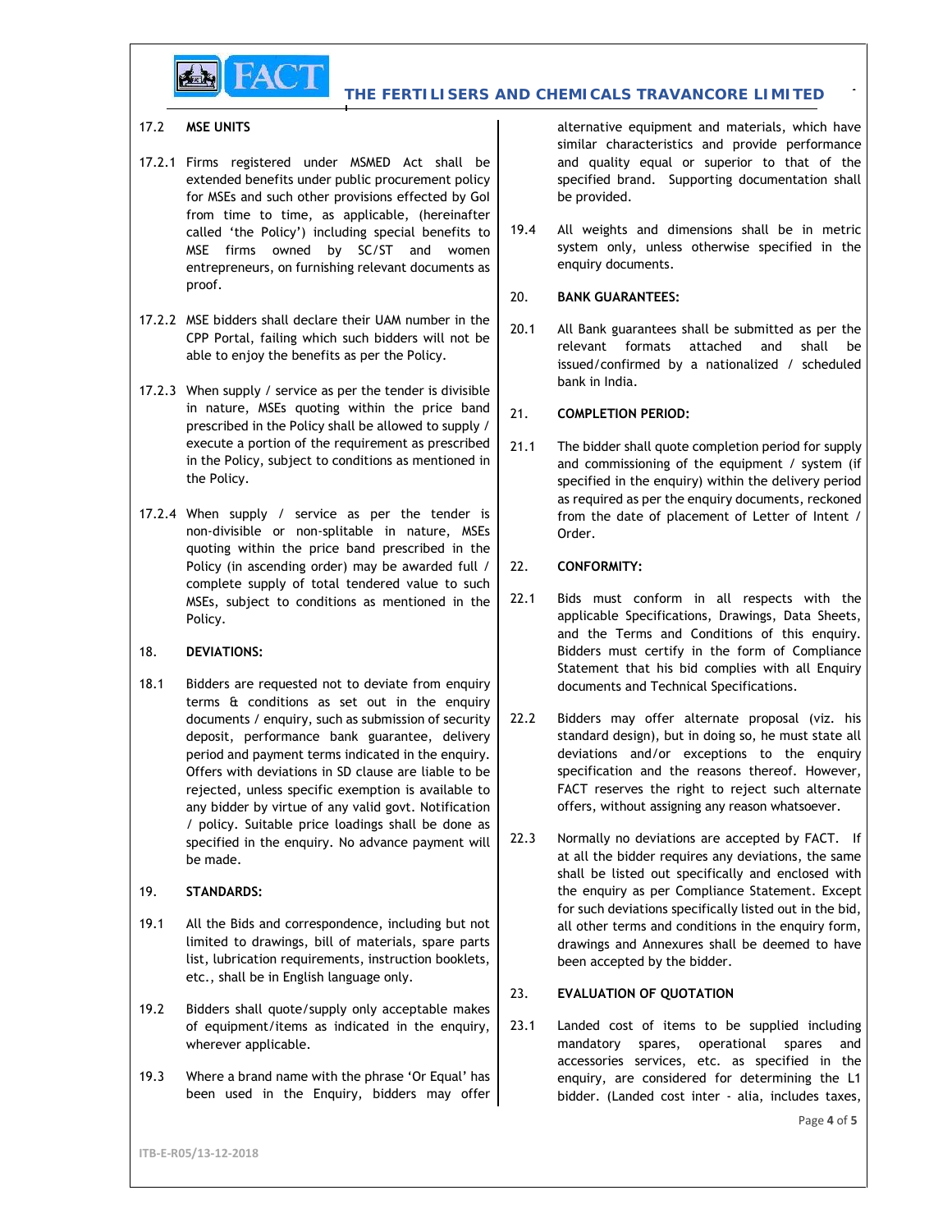17.2 **MSE UNITS**

17.2.1 Firms registered under MSMED Act shall be extended benefits under public procurement policy for MSEs and such other provisions effected by GoI from time to time, as applicable, (hereinafter called 'the Policy') including special benefits to MSE firms owned by SC/ST and women entrepreneurs, on furnishing relevant documents as proof.

17.2.2 MSE bidders shall declare their UAM number in the CPP Portal, failing which such bidders will not be able to enjoy the benefits as per the Policy.

17.2.3 When supply / service as per the tender is divisible in nature, MSEs quoting within the price band prescribed in the Policy shall be allowed to supply / execute a portion of the requirement as prescribed in the Policy, subject to conditions as mentioned in the Policy.

17.2.4 When supply / service as per the tender is non-divisible or non-splitable in nature, MSEs quoting within the price band prescribed in the Policy (in ascending order) may be awarded full / complete supply of total tendered value to such MSEs, subject to conditions as mentioned in the Policy.

18. **DEVIATIONS:**

18.1 Bidders are requested not to deviate from enquiry terms & conditions as set out in the enquiry documents / enquiry, such as submission of security deposit, performance bank guarantee, delivery period and payment terms indicated in the enquiry. Offers with deviations in SD clause are liable to be rejected, unless specific exemption is available to any bidder by virtue of any valid govt. Notification / policy. Suitable price loadings shall be done as specified in the enquiry. No advance payment will be made.

19. **STANDARDS:**

19.1 All the Bids and correspondence, including but not limited to drawings, bill of materials, spare parts list, lubrication requirements, instruction booklets, etc., shall be in English language only.

19.2 Bidders shall quote/supply only acceptable makes of equipment/items as indicated in the enquiry, wherever applicable.

19.3 Where a brand name with the phrase 'Or Equal' has been used in the Enquiry, bidders may offer alternative equipment and materials, which have similar characteristics and provide performance and quality equal or superior to that of the specified brand. Supporting documentation shall be provided.

19.4 All weights and dimensions shall be in metric system only, unless otherwise specified in the enquiry documents.

20. **BANK GUARANTEES:**

20.1 All Bank guarantees shall be submitted as per the relevant formats attached and shall be issued/confirmed by a nationalized / scheduled bank in India.

21. **COMPLETION PERIOD:**

21.1 The bidder shall quote completion period for supply and commissioning of the equipment / system (if specified in the enquiry) within the delivery period as required as per the enquiry documents, reckoned from the date of placement of Letter of Intent / Order.

22. **CONFORMITY:**

22.1 Bids must conform in all respects with the applicable Specifications, Drawings, Data Sheets, and the Terms and Conditions of this enquiry. Bidders must certify in the form of Compliance Statement that his bid complies with all Enquiry documents and Technical Specifications.

22.2 Bidders may offer alternate proposal (viz. his standard design), but in doing so, he must state all deviations and/or exceptions to the enquiry specification and the reasons thereof. However, FACT reserves the right to reject such alternate offers, without assigning any reason whatsoever.

22.3 Normally no deviations are accepted by FACT. If at all the bidder requires any deviations, the same shall be listed out specifically and enclosed with the enquiry as per Compliance Statement. Except for such deviations specifically listed out in the bid, all other terms and conditions in the enquiry form, drawings and Annexures shall be deemed to have been accepted by the bidder.

23. **EVALUATION OF QUOTATION**

23.1 Landed cost of items to be supplied including mandatory spares, operational spares and accessories services, etc. as specified in the enquiry, are considered for determining the L1 bidder. (Landed cost inter - alia, includes taxes,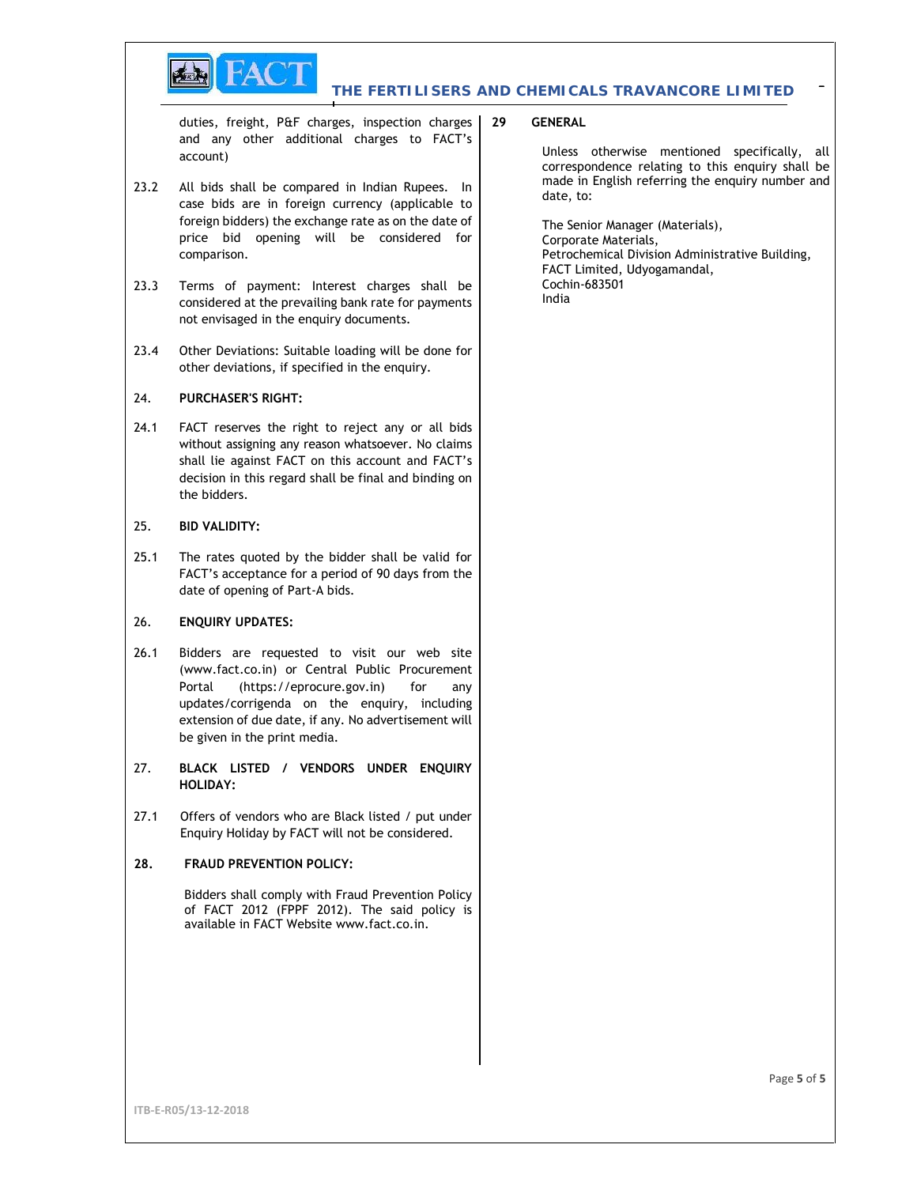duties, freight, P&F charges, inspection charges and any other additional charges to FACT's account)

23.2 All bids shall be compared in Indian Rupees. In case bids are in foreign currency (applicable to foreign bidders) the exchange rate as on the date of price bid opening will be considered for comparison.

23.3 Terms of payment: Interest charges shall be considered at the prevailing bank rate for payments not envisaged in the enquiry documents.

23.4 Other Deviations: Suitable loading will be done for other deviations, if specified in the enquiry.

**24. PURCHASER'S RIGHT:**

24.1 FACT reserves the right to reject any or all bids without assigning any reason whatsoever. No claims shall lie against FACT on this account and FACT's decision in this regard shall be final and binding on the bidders.

**25. BID VALIDITY:**

25.1 The rates quoted by the bidder shall be valid for FACT's acceptance for a period of 90 days from the date of opening of Part-A bids.

**26. ENQUIRY UPDATES:**

26.1 Bidders are requested to visit our web site (www.fact.co.in) or Central Public Procurement Portal (https://eprocure.gov.in) for any updates/corrigenda on the enquiry, including extension of due date, if any. No advertisement will be given in the print media.

**27. BLACK LISTED / VENDORS UNDER ENQUIRY HOLIDAY:**

27.1 Offers of vendors who are Black listed / put under Enquiry Holiday by FACT will not be considered.

**28. FRAUD PREVENTION POLICY:**

Bidders shall comply with Fraud Prevention Policy of FACT 2012 (FPPF 2012). The said policy is available in FACT Website www.fact.co.in.

**29 GENERAL**

Unless otherwise mentioned specifically, all correspondence relating to this enquiry shall be made in English referring the enquiry number and date, to:

The Senior Manager (Materials),
Corporate Materials,
Petrochemical Division Administrative Building,
FACT Limited, Udyogamandal,
Cochin-683501
India